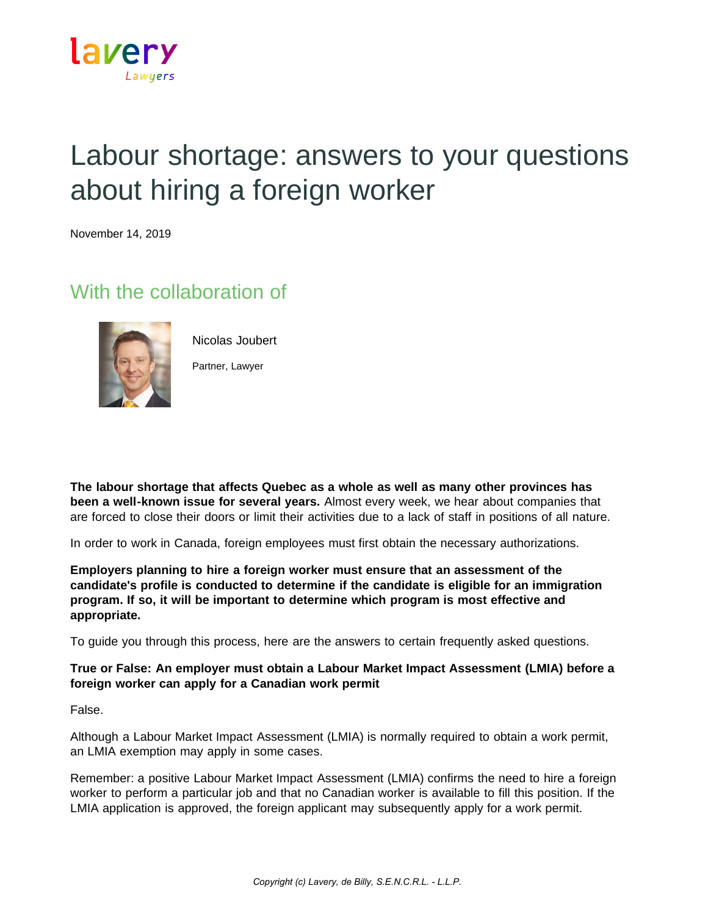lavery
Lawyers

# Labour shortage: answers to your questions about hiring a foreign worker

November 14, 2019

## With the collaboration of

Nicolas Joubert

Partner, Lawyer

**The labour shortage that affects Quebec as a whole as well as many other provinces has been a well-known issue for several years.** Almost every week, we hear about companies that are forced to close their doors or limit their activities due to a lack of staff in positions of all nature.

In order to work in Canada, foreign employees must first obtain the necessary authorizations.

**Employers planning to hire a foreign worker must ensure that an assessment of the candidate's profile is conducted to determine if the candidate is eligible for an immigration program. If so, it will be important to determine which program is most effective and appropriate.**

To guide you through this process, here are the answers to certain frequently asked questions.

**True or False: An employer must obtain a Labour Market Impact Assessment (LMIA) before a foreign worker can apply for a Canadian work permit**

False.

Although a Labour Market Impact Assessment (LMIA) is normally required to obtain a work permit, an LMIA exemption may apply in some cases.

Remember: a positive Labour Market Impact Assessment (LMIA) confirms the need to hire a foreign worker to perform a particular job and that no Canadian worker is available to fill this position. If the LMIA application is approved, the foreign applicant may subsequently apply for a work permit.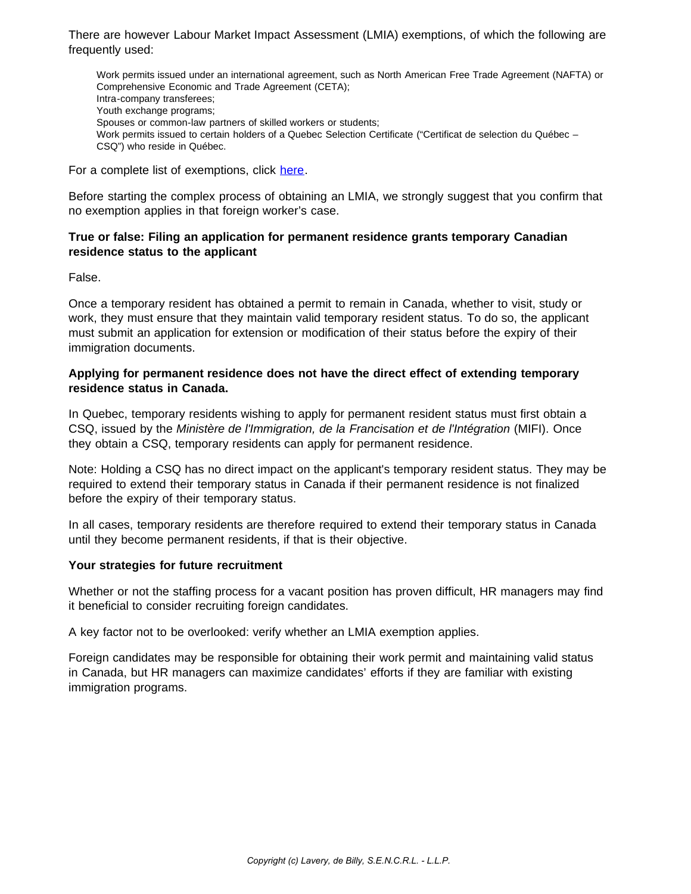There are however Labour Market Impact Assessment (LMIA) exemptions, of which the following are frequently used:

- Work permits issued under an international agreement, such as North American Free Trade Agreement (NAFTA) or Comprehensive Economic and Trade Agreement (CETA);
- Intra-company transferees;
- Youth exchange programs;
- Spouses or common-law partners of skilled workers or students;
- Work permits issued to certain holders of a Quebec Selection Certificate ("Certificat de selection du Québec – CSQ") who reside in Québec.

For a complete list of exemptions, click here.

Before starting the complex process of obtaining an LMIA, we strongly suggest that you confirm that no exemption applies in that foreign worker's case.

**True or false: Filing an application for permanent residence grants temporary Canadian residence status to the applicant**

False.

Once a temporary resident has obtained a permit to remain in Canada, whether to visit, study or work, they must ensure that they maintain valid temporary resident status. To do so, the applicant must submit an application for extension or modification of their status before the expiry of their immigration documents.

**Applying for permanent residence does not have the direct effect of extending temporary residence status in Canada.**

In Quebec, temporary residents wishing to apply for permanent resident status must first obtain a CSQ, issued by the *Ministère de l'Immigration, de la Francisation et de l'Intégration* (MIFI). Once they obtain a CSQ, temporary residents can apply for permanent residence.

Note: Holding a CSQ has no direct impact on the applicant's temporary resident status. They may be required to extend their temporary status in Canada if their permanent residence is not finalized before the expiry of their temporary status.

In all cases, temporary residents are therefore required to extend their temporary status in Canada until they become permanent residents, if that is their objective.

**Your strategies for future recruitment**

Whether or not the staffing process for a vacant position has proven difficult, HR managers may find it beneficial to consider recruiting foreign candidates.

A key factor not to be overlooked: verify whether an LMIA exemption applies.

Foreign candidates may be responsible for obtaining their work permit and maintaining valid status in Canada, but HR managers can maximize candidates' efforts if they are familiar with existing immigration programs.